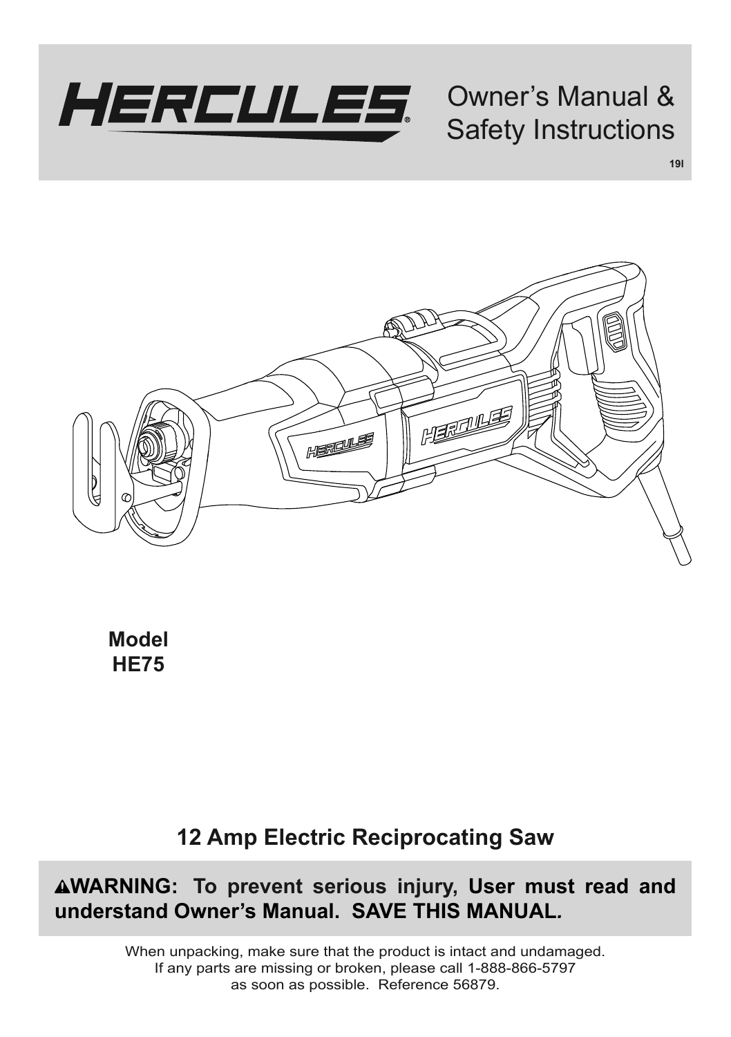# HERCULES®

# Owner's Manual & Safety Instructions

19I

**Model**
**HE75**

## 12 Amp Electric Reciprocating Saw

**⚠WARNING: To prevent serious injury, User must read and understand Owner's Manual. SAVE THIS MANUAL.**

When unpacking, make sure that the product is intact and undamaged. If any parts are missing or broken, please call 1-888-866-5797 as soon as possible. Reference 56879.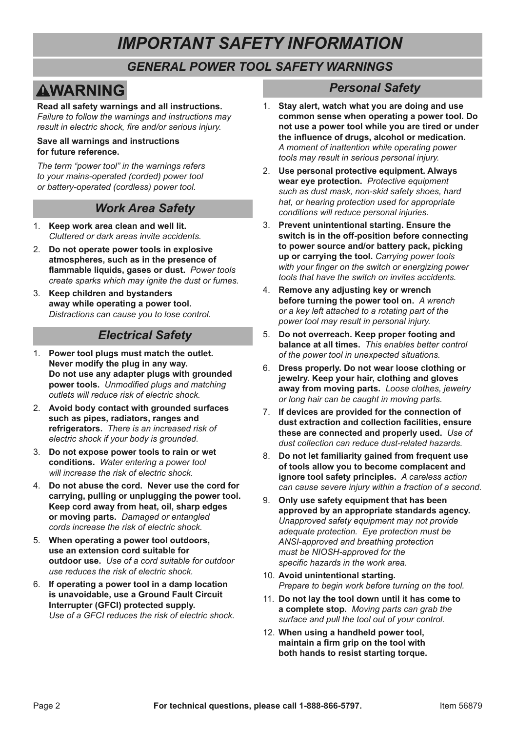# IMPORTANT SAFETY INFORMATION

## GENERAL POWER TOOL SAFETY WARNINGS

### ⚠WARNING

**Read all safety warnings and all instructions.** *Failure to follow the warnings and instructions may result in electric shock, fire and/or serious injury.*

**Save all warnings and instructions for future reference.**

*The term "power tool" in the warnings refers to your mains-operated (corded) power tool or battery-operated (cordless) power tool.*

### Work Area Safety

1. **Keep work area clean and well lit.** *Cluttered or dark areas invite accidents.*
2. **Do not operate power tools in explosive atmospheres, such as in the presence of flammable liquids, gases or dust.** *Power tools create sparks which may ignite the dust or fumes.*
3. **Keep children and bystanders away while operating a power tool.** *Distractions can cause you to lose control.*

### Electrical Safety

1. **Power tool plugs must match the outlet. Never modify the plug in any way. Do not use any adapter plugs with grounded power tools.** *Unmodified plugs and matching outlets will reduce risk of electric shock.*
2. **Avoid body contact with grounded surfaces such as pipes, radiators, ranges and refrigerators.** *There is an increased risk of electric shock if your body is grounded.*
3. **Do not expose power tools to rain or wet conditions.** *Water entering a power tool will increase the risk of electric shock.*
4. **Do not abuse the cord. Never use the cord for carrying, pulling or unplugging the power tool. Keep cord away from heat, oil, sharp edges or moving parts.** *Damaged or entangled cords increase the risk of electric shock.*
5. **When operating a power tool outdoors, use an extension cord suitable for outdoor use.** *Use of a cord suitable for outdoor use reduces the risk of electric shock.*
6. **If operating a power tool in a damp location is unavoidable, use a Ground Fault Circuit Interrupter (GFCI) protected supply.** *Use of a GFCI reduces the risk of electric shock.*

### Personal Safety

1. **Stay alert, watch what you are doing and use common sense when operating a power tool. Do not use a power tool while you are tired or under the influence of drugs, alcohol or medication.** *A moment of inattention while operating power tools may result in serious personal injury.*
2. **Use personal protective equipment. Always wear eye protection.** *Protective equipment such as dust mask, non-skid safety shoes, hard hat, or hearing protection used for appropriate conditions will reduce personal injuries.*
3. **Prevent unintentional starting. Ensure the switch is in the off-position before connecting to power source and/or battery pack, picking up or carrying the tool.** *Carrying power tools with your finger on the switch or energizing power tools that have the switch on invites accidents.*
4. **Remove any adjusting key or wrench before turning the power tool on.** *A wrench or a key left attached to a rotating part of the power tool may result in personal injury.*
5. **Do not overreach. Keep proper footing and balance at all times.** *This enables better control of the power tool in unexpected situations.*
6. **Dress properly. Do not wear loose clothing or jewelry. Keep your hair, clothing and gloves away from moving parts.** *Loose clothes, jewelry or long hair can be caught in moving parts.*
7. **If devices are provided for the connection of dust extraction and collection facilities, ensure these are connected and properly used.** *Use of dust collection can reduce dust-related hazards.*
8. **Do not let familiarity gained from frequent use of tools allow you to become complacent and ignore tool safety principles.** *A careless action can cause severe injury within a fraction of a second.*
9. **Only use safety equipment that has been approved by an appropriate standards agency.** *Unapproved safety equipment may not provide adequate protection. Eye protection must be ANSI-approved and breathing protection must be NIOSH-approved for the specific hazards in the work area.*
10. **Avoid unintentional starting.** *Prepare to begin work before turning on the tool.*
11. **Do not lay the tool down until it has come to a complete stop.** *Moving parts can grab the surface and pull the tool out of your control.*
12. **When using a handheld power tool, maintain a firm grip on the tool with both hands to resist starting torque.**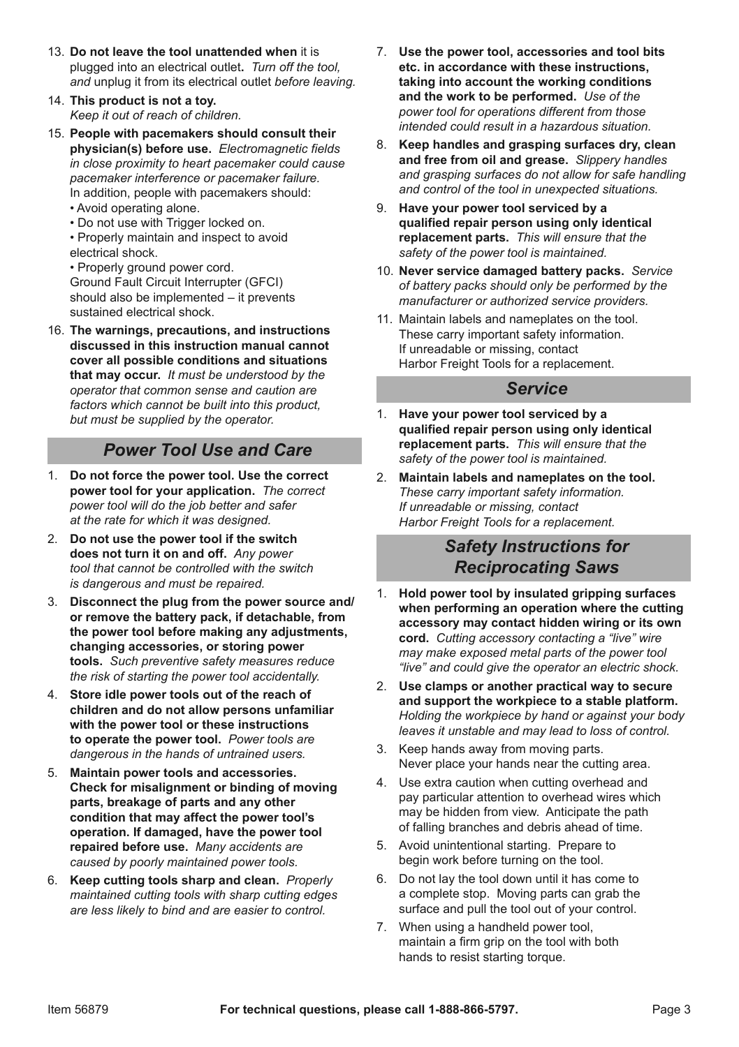13. **Do not leave the tool unattended when** it is plugged into an electrical outlet**.** *Turn off the tool, and* unplug it from its electrical outlet *before leaving.*
14. **This product is not a toy.** *Keep it out of reach of children.*
15. **People with pacemakers should consult their physician(s) before use.** *Electromagnetic fields in close proximity to heart pacemaker could cause pacemaker interference or pacemaker failure.* In addition, people with pacemakers should:
    - Avoid operating alone.
    - Do not use with Trigger locked on.
    - Properly maintain and inspect to avoid electrical shock.
    - Properly ground power cord. Ground Fault Circuit Interrupter (GFCI) should also be implemented – it prevents sustained electrical shock.
16. **The warnings, precautions, and instructions discussed in this instruction manual cannot cover all possible conditions and situations that may occur.** *It must be understood by the operator that common sense and caution are factors which cannot be built into this product, but must be supplied by the operator.*

## *Power Tool Use and Care*

1. **Do not force the power tool. Use the correct power tool for your application.** *The correct power tool will do the job better and safer at the rate for which it was designed.*
2. **Do not use the power tool if the switch does not turn it on and off.** *Any power tool that cannot be controlled with the switch is dangerous and must be repaired.*
3. **Disconnect the plug from the power source and/or remove the battery pack, if detachable, from the power tool before making any adjustments, changing accessories, or storing power tools.** *Such preventive safety measures reduce the risk of starting the power tool accidentally.*
4. **Store idle power tools out of the reach of children and do not allow persons unfamiliar with the power tool or these instructions to operate the power tool.** *Power tools are dangerous in the hands of untrained users.*
5. **Maintain power tools and accessories. Check for misalignment or binding of moving parts, breakage of parts and any other condition that may affect the power tool's operation. If damaged, have the power tool repaired before use.** *Many accidents are caused by poorly maintained power tools.*
6. **Keep cutting tools sharp and clean.** *Properly maintained cutting tools with sharp cutting edges are less likely to bind and are easier to control.*
7. **Use the power tool, accessories and tool bits etc. in accordance with these instructions, taking into account the working conditions and the work to be performed.** *Use of the power tool for operations different from those intended could result in a hazardous situation.*
8. **Keep handles and grasping surfaces dry, clean and free from oil and grease.** *Slippery handles and grasping surfaces do not allow for safe handling and control of the tool in unexpected situations.*
9. **Have your power tool serviced by a qualified repair person using only identical replacement parts.** *This will ensure that the safety of the power tool is maintained.*
10. **Never service damaged battery packs.** *Service of battery packs should only be performed by the manufacturer or authorized service providers.*
11. Maintain labels and nameplates on the tool. These carry important safety information. If unreadable or missing, contact Harbor Freight Tools for a replacement.

## *Service*

1. **Have your power tool serviced by a qualified repair person using only identical replacement parts.** *This will ensure that the safety of the power tool is maintained.*
2. **Maintain labels and nameplates on the tool.** *These carry important safety information. If unreadable or missing, contact Harbor Freight Tools for a replacement.*

## *Safety Instructions for Reciprocating Saws*

1. **Hold power tool by insulated gripping surfaces when performing an operation where the cutting accessory may contact hidden wiring or its own cord.** *Cutting accessory contacting a "live" wire may make exposed metal parts of the power tool "live" and could give the operator an electric shock.*
2. **Use clamps or another practical way to secure and support the workpiece to a stable platform.** *Holding the workpiece by hand or against your body leaves it unstable and may lead to loss of control.*
3. Keep hands away from moving parts. Never place your hands near the cutting area.
4. Use extra caution when cutting overhead and pay particular attention to overhead wires which may be hidden from view. Anticipate the path of falling branches and debris ahead of time.
5. Avoid unintentional starting. Prepare to begin work before turning on the tool.
6. Do not lay the tool down until it has come to a complete stop. Moving parts can grab the surface and pull the tool out of your control.
7. When using a handheld power tool, maintain a firm grip on the tool with both hands to resist starting torque.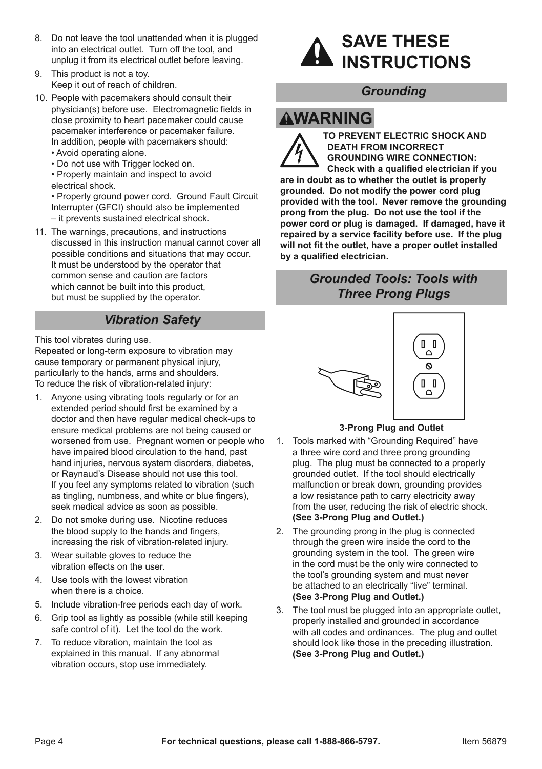8. Do not leave the tool unattended when it is plugged into an electrical outlet. Turn off the tool, and unplug it from its electrical outlet before leaving.
9. This product is not a toy. Keep it out of reach of children.
10. People with pacemakers should consult their physician(s) before use. Electromagnetic fields in close proximity to heart pacemaker could cause pacemaker interference or pacemaker failure. In addition, people with pacemakers should:
    - Avoid operating alone.
    - Do not use with Trigger locked on.
    - Properly maintain and inspect to avoid electrical shock.
    - Properly ground power cord. Ground Fault Circuit Interrupter (GFCI) should also be implemented – it prevents sustained electrical shock.
11. The warnings, precautions, and instructions discussed in this instruction manual cannot cover all possible conditions and situations that may occur. It must be understood by the operator that common sense and caution are factors which cannot be built into this product, but must be supplied by the operator.

## *Vibration Safety*

This tool vibrates during use.
Repeated or long-term exposure to vibration may cause temporary or permanent physical injury, particularly to the hands, arms and shoulders.
To reduce the risk of vibration-related injury:

1. Anyone using vibrating tools regularly or for an extended period should first be examined by a doctor and then have regular medical check-ups to ensure medical problems are not being caused or worsened from use. Pregnant women or people who have impaired blood circulation to the hand, past hand injuries, nervous system disorders, diabetes, or Raynaud's Disease should not use this tool. If you feel any symptoms related to vibration (such as tingling, numbness, and white or blue fingers), seek medical advice as soon as possible.
2. Do not smoke during use. Nicotine reduces the blood supply to the hands and fingers, increasing the risk of vibration-related injury.
3. Wear suitable gloves to reduce the vibration effects on the user.
4. Use tools with the lowest vibration when there is a choice.
5. Include vibration-free periods each day of work.
6. Grip tool as lightly as possible (while still keeping safe control of it). Let the tool do the work.
7. To reduce vibration, maintain the tool as explained in this manual. If any abnormal vibration occurs, stop use immediately.

# SAVE THESE INSTRUCTIONS

## *Grounding*

### WARNING

**TO PREVENT ELECTRIC SHOCK AND DEATH FROM INCORRECT GROUNDING WIRE CONNECTION: Check with a qualified electrician if you are in doubt as to whether the outlet is properly grounded. Do not modify the power cord plug provided with the tool. Never remove the grounding prong from the plug. Do not use the tool if the power cord or plug is damaged. If damaged, have it repaired by a service facility before use. If the plug will not fit the outlet, have a proper outlet installed by a qualified electrician.**

## *Grounded Tools: Tools with Three Prong Plugs*

**3-Prong Plug and Outlet**

1. Tools marked with "Grounding Required" have a three wire cord and three prong grounding plug. The plug must be connected to a properly grounded outlet. If the tool should electrically malfunction or break down, grounding provides a low resistance path to carry electricity away from the user, reducing the risk of electric shock. **(See 3-Prong Plug and Outlet.)**
2. The grounding prong in the plug is connected through the green wire inside the cord to the grounding system in the tool. The green wire in the cord must be the only wire connected to the tool's grounding system and must never be attached to an electrically "live" terminal. **(See 3-Prong Plug and Outlet.)**
3. The tool must be plugged into an appropriate outlet, properly installed and grounded in accordance with all codes and ordinances. The plug and outlet should look like those in the preceding illustration. **(See 3-Prong Plug and Outlet.)**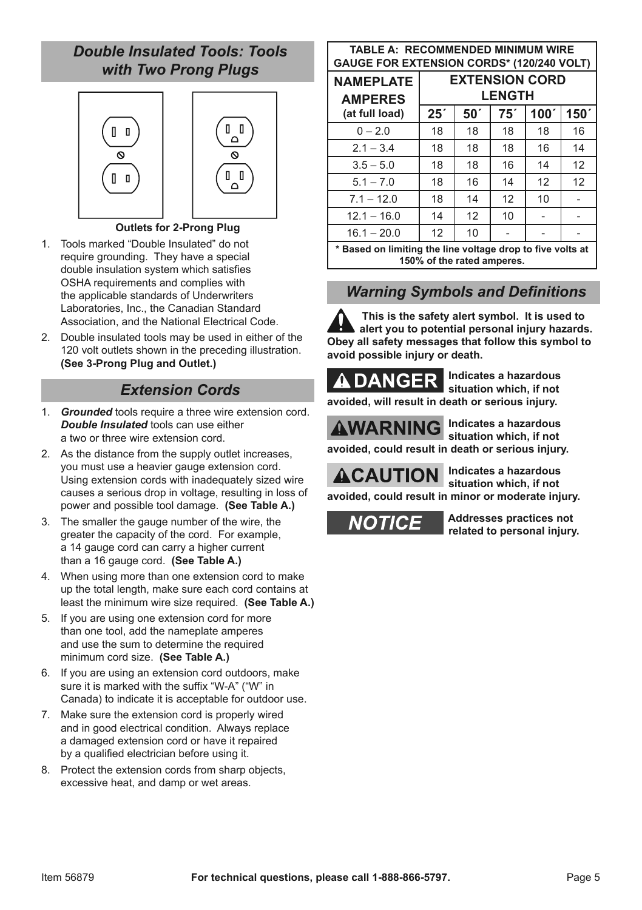## *Double Insulated Tools: Tools with Two Prong Plugs*

**Outlets for 2-Prong Plug**

1. Tools marked "Double Insulated" do not require grounding. They have a special double insulation system which satisfies OSHA requirements and complies with the applicable standards of Underwriters Laboratories, Inc., the Canadian Standard Association, and the National Electrical Code.
2. Double insulated tools may be used in either of the 120 volt outlets shown in the preceding illustration. **(See 3-Prong Plug and Outlet.)**

## *Extension Cords*

1. ***Grounded*** tools require a three wire extension cord. ***Double Insulated*** tools can use either a two or three wire extension cord.
2. As the distance from the supply outlet increases, you must use a heavier gauge extension cord. Using extension cords with inadequately sized wire causes a serious drop in voltage, resulting in loss of power and possible tool damage. **(See Table A.)**
3. The smaller the gauge number of the wire, the greater the capacity of the cord. For example, a 14 gauge cord can carry a higher current than a 16 gauge cord. **(See Table A.)**
4. When using more than one extension cord to make up the total length, make sure each cord contains at least the minimum wire size required. **(See Table A.)**
5. If you are using one extension cord for more than one tool, add the nameplate amperes and use the sum to determine the required minimum cord size. **(See Table A.)**
6. If you are using an extension cord outdoors, make sure it is marked with the suffix "W-A" ("W" in Canada) to indicate it is acceptable for outdoor use.
7. Make sure the extension cord is properly wired and in good electrical condition. Always replace a damaged extension cord or have it repaired by a qualified electrician before using it.
8. Protect the extension cords from sharp objects, excessive heat, and damp or wet areas.

**TABLE A: RECOMMENDED MINIMUM WIRE GAUGE FOR EXTENSION CORDS\* (120/240 VOLT)**

| NAMEPLATE AMPERES (at full load) | EXTENSION CORD LENGTH | | | | |
|---|---|---|---|---|---|
| | 25´ | 50´ | 75´ | 100´ | 150´ |
| 0 – 2.0 | 18 | 18 | 18 | 18 | 16 |
| 2.1 – 3.4 | 18 | 18 | 18 | 16 | 14 |
| 3.5 – 5.0 | 18 | 18 | 16 | 14 | 12 |
| 5.1 – 7.0 | 18 | 16 | 14 | 12 | 12 |
| 7.1 – 12.0 | 18 | 14 | 12 | 10 | - |
| 12.1 – 16.0 | 14 | 12 | 10 | - | - |
| 16.1 – 20.0 | 12 | 10 | - | - | - |

**\* Based on limiting the line voltage drop to five volts at 150% of the rated amperes.**

## *Warning Symbols and Definitions*

**This is the safety alert symbol. It is used to alert you to potential personal injury hazards. Obey all safety messages that follow this symbol to avoid possible injury or death.**

**DANGER** — **Indicates a hazardous situation which, if not avoided, will result in death or serious injury.**

**WARNING** — **Indicates a hazardous situation which, if not avoided, could result in death or serious injury.**

**CAUTION** — **Indicates a hazardous situation which, if not avoided, could result in minor or moderate injury.**

***NOTICE*** — **Addresses practices not related to personal injury.**

Item 56879 **For technical questions, please call 1-888-866-5797.**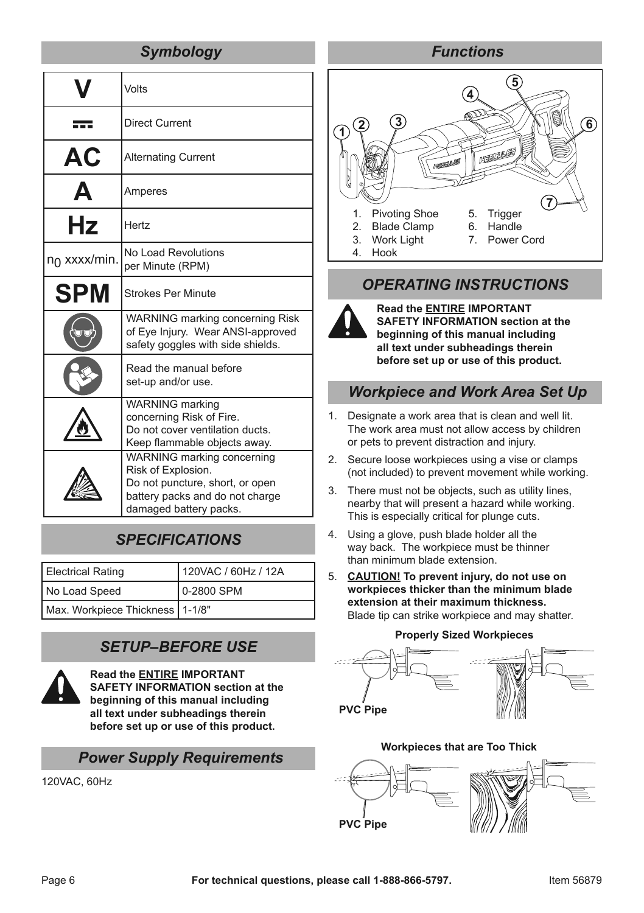## Symbology

| | |
|---|---|
| **V** | Volts |
| ⎓ | Direct Current |
| **AC** | Alternating Current |
| **A** | Amperes |
| **Hz** | Hertz |
| $n_0$ xxxx/min. | No Load Revolutions per Minute (RPM) |
| **SPM** | Strokes Per Minute |
| | WARNING marking concerning Risk of Eye Injury. Wear ANSI-approved safety goggles with side shields. |
| | Read the manual before set-up and/or use. |
| | WARNING marking concerning Risk of Fire. Do not cover ventilation ducts. Keep flammable objects away. |
| | WARNING marking concerning Risk of Explosion. Do not puncture, short, or open battery packs and do not charge damaged battery packs. |

## SPECIFICATIONS

| | |
|---|---|
| Electrical Rating | 120VAC / 60Hz / 12A |
| No Load Speed | 0-2800 SPM |
| Max. Workpiece Thickness | 1-1/8" |

## SETUP–BEFORE USE

**Read the ENTIRE IMPORTANT SAFETY INFORMATION section at the beginning of this manual including all text under subheadings therein before set up or use of this product.**

### Power Supply Requirements

120VAC, 60Hz

## Functions

1. Pivoting Shoe
2. Blade Clamp
3. Work Light
4. Hook
5. Trigger
6. Handle
7. Power Cord

## OPERATING INSTRUCTIONS

**Read the ENTIRE IMPORTANT SAFETY INFORMATION section at the beginning of this manual including all text under subheadings therein before set up or use of this product.**

### Workpiece and Work Area Set Up

1. Designate a work area that is clean and well lit. The work area must not allow access by children or pets to prevent distraction and injury.
2. Secure loose workpieces using a vise or clamps (not included) to prevent movement while working.
3. There must not be objects, such as utility lines, nearby that will present a hazard while working. This is especially critical for plunge cuts.
4. Using a glove, push blade holder all the way back. The workpiece must be thinner than minimum blade extension.
5. **CAUTION! To prevent injury, do not use on workpieces thicker than the minimum blade extension at their maximum thickness.** Blade tip can strike workpiece and may shatter.

**Properly Sized Workpieces**

**PVC Pipe**

**Workpieces that are Too Thick**

**PVC Pipe**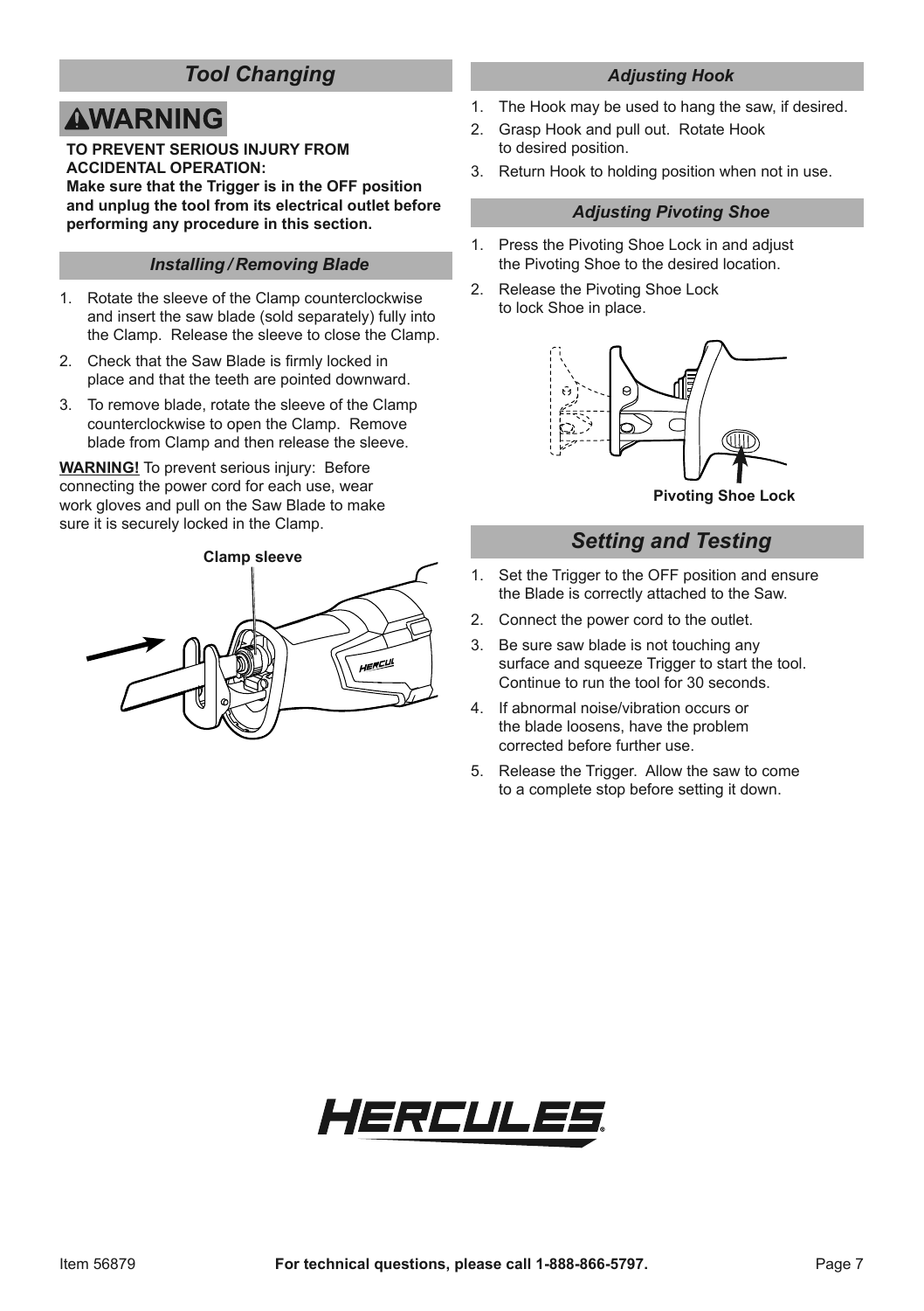## Tool Changing

### ⚠WARNING

**TO PREVENT SERIOUS INJURY FROM ACCIDENTAL OPERATION:**
**Make sure that the Trigger is in the OFF position and unplug the tool from its electrical outlet before performing any procedure in this section.**

### *Installing / Removing Blade*

1. Rotate the sleeve of the Clamp counterclockwise and insert the saw blade (sold separately) fully into the Clamp. Release the sleeve to close the Clamp.
2. Check that the Saw Blade is firmly locked in place and that the teeth are pointed downward.
3. To remove blade, rotate the sleeve of the Clamp counterclockwise to open the Clamp. Remove blade from Clamp and then release the sleeve.

**WARNING!** To prevent serious injury: Before connecting the power cord for each use, wear work gloves and pull on the Saw Blade to make sure it is securely locked in the Clamp.

**Clamp sleeve**

### *Adjusting Hook*

1. The Hook may be used to hang the saw, if desired.
2. Grasp Hook and pull out. Rotate Hook to desired position.
3. Return Hook to holding position when not in use.

### *Adjusting Pivoting Shoe*

1. Press the Pivoting Shoe Lock in and adjust the Pivoting Shoe to the desired location.
2. Release the Pivoting Shoe Lock to lock Shoe in place.

**Pivoting Shoe Lock**

## Setting and Testing

1. Set the Trigger to the OFF position and ensure the Blade is correctly attached to the Saw.
2. Connect the power cord to the outlet.
3. Be sure saw blade is not touching any surface and squeeze Trigger to start the tool. Continue to run the tool for 30 seconds.
4. If abnormal noise/vibration occurs or the blade loosens, have the problem corrected before further use.
5. Release the Trigger. Allow the saw to come to a complete stop before setting it down.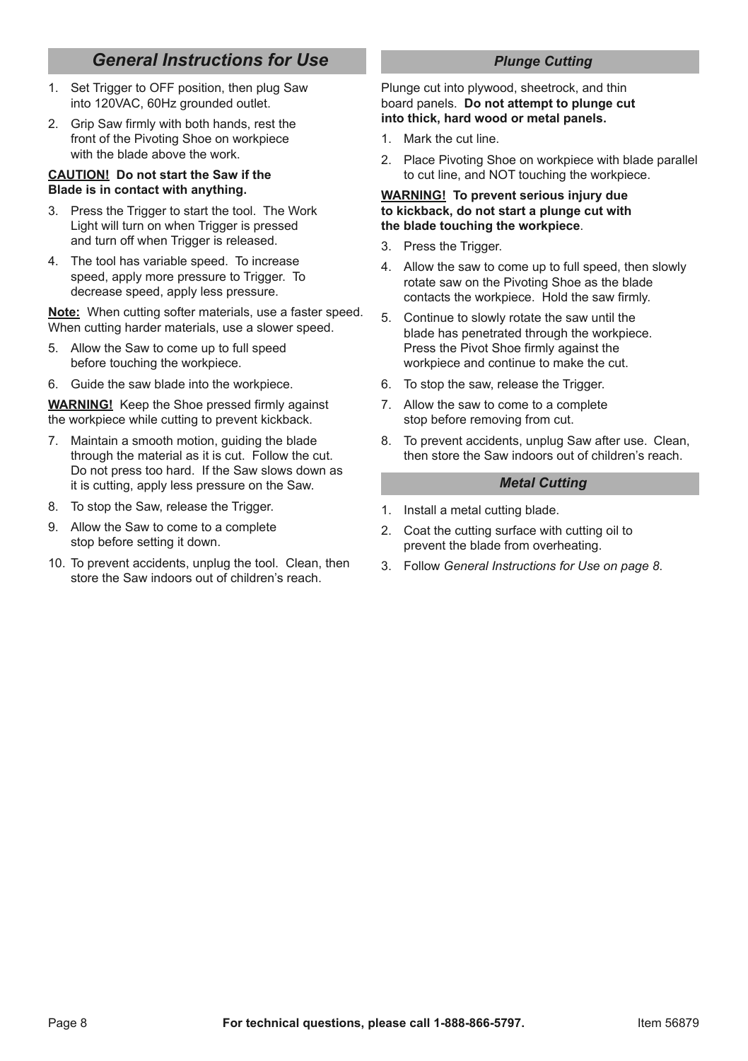## *General Instructions for Use*

1. Set Trigger to OFF position, then plug Saw into 120VAC, 60Hz grounded outlet.
2. Grip Saw firmly with both hands, rest the front of the Pivoting Shoe on workpiece with the blade above the work.

**CAUTION! Do not start the Saw if the Blade is in contact with anything.**

3. Press the Trigger to start the tool. The Work Light will turn on when Trigger is pressed and turn off when Trigger is released.
4. The tool has variable speed. To increase speed, apply more pressure to Trigger. To decrease speed, apply less pressure.

**Note:** When cutting softer materials, use a faster speed. When cutting harder materials, use a slower speed.

5. Allow the Saw to come up to full speed before touching the workpiece.
6. Guide the saw blade into the workpiece.

**WARNING!** Keep the Shoe pressed firmly against the workpiece while cutting to prevent kickback.

7. Maintain a smooth motion, guiding the blade through the material as it is cut. Follow the cut. Do not press too hard. If the Saw slows down as it is cutting, apply less pressure on the Saw.
8. To stop the Saw, release the Trigger.
9. Allow the Saw to come to a complete stop before setting it down.
10. To prevent accidents, unplug the tool. Clean, then store the Saw indoors out of children's reach.

### *Plunge Cutting*

Plunge cut into plywood, sheetrock, and thin board panels. **Do not attempt to plunge cut into thick, hard wood or metal panels.**

1. Mark the cut line.
2. Place Pivoting Shoe on workpiece with blade parallel to cut line, and NOT touching the workpiece.

**WARNING! To prevent serious injury due to kickback, do not start a plunge cut with the blade touching the workpiece**.

3. Press the Trigger.
4. Allow the saw to come up to full speed, then slowly rotate saw on the Pivoting Shoe as the blade contacts the workpiece. Hold the saw firmly.
5. Continue to slowly rotate the saw until the blade has penetrated through the workpiece. Press the Pivot Shoe firmly against the workpiece and continue to make the cut.
6. To stop the saw, release the Trigger.
7. Allow the saw to come to a complete stop before removing from cut.
8. To prevent accidents, unplug Saw after use. Clean, then store the Saw indoors out of children's reach.

### *Metal Cutting*

1. Install a metal cutting blade.
2. Coat the cutting surface with cutting oil to prevent the blade from overheating.
3. Follow *General Instructions for Use on page 8*.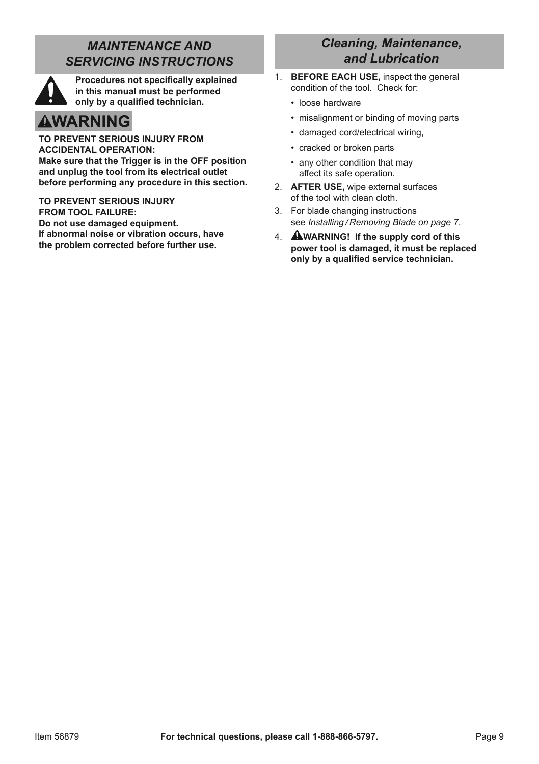## *MAINTENANCE AND SERVICING INSTRUCTIONS*

**Procedures not specifically explained in this manual must be performed only by a qualified technician.**

**⚠WARNING**

**TO PREVENT SERIOUS INJURY FROM ACCIDENTAL OPERATION:**
**Make sure that the Trigger is in the OFF position and unplug the tool from its electrical outlet before performing any procedure in this section.**

**TO PREVENT SERIOUS INJURY FROM TOOL FAILURE:**
**Do not use damaged equipment.**
**If abnormal noise or vibration occurs, have the problem corrected before further use.**

## *Cleaning, Maintenance, and Lubrication*

1. **BEFORE EACH USE,** inspect the general condition of the tool. Check for:
   - loose hardware
   - misalignment or binding of moving parts
   - damaged cord/electrical wiring,
   - cracked or broken parts
   - any other condition that may affect its safe operation.
2. **AFTER USE,** wipe external surfaces of the tool with clean cloth.
3. For blade changing instructions see *Installing / Removing Blade on page 7*.
4. **⚠WARNING! If the supply cord of this power tool is damaged, it must be replaced only by a qualified service technician.**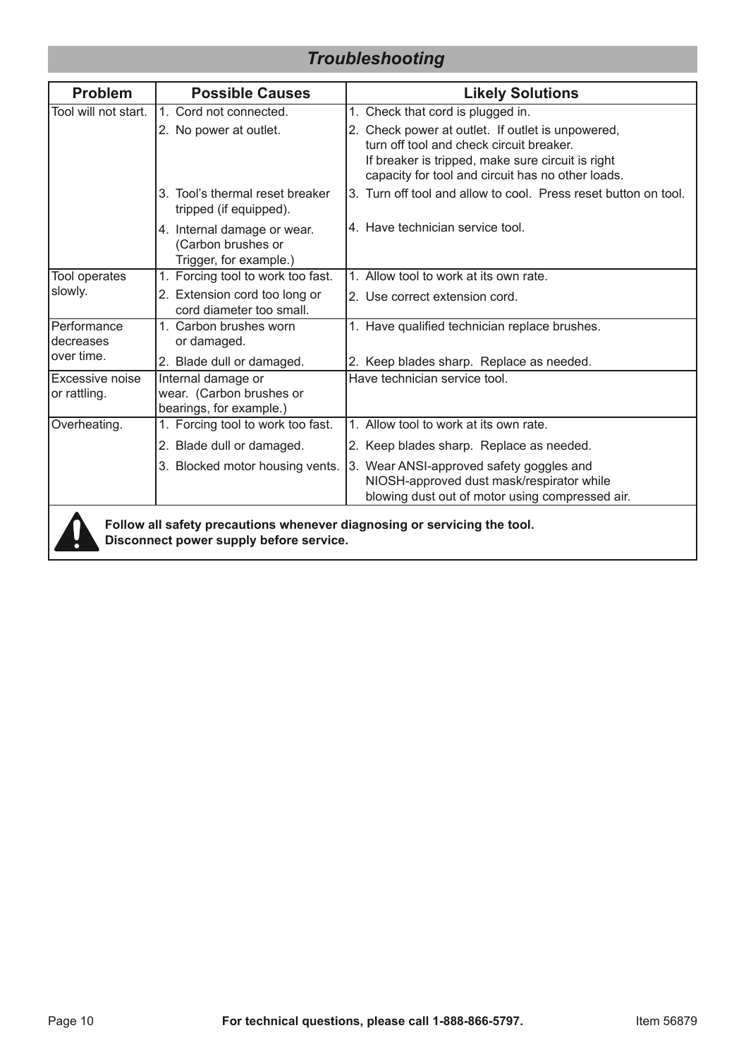## *Troubleshooting*

| Problem | Possible Causes | Likely Solutions |
|---|---|---|
| Tool will not start. | 1. Cord not connected. | 1. Check that cord is plugged in. |
| | 2. No power at outlet. | 2. Check power at outlet. If outlet is unpowered, turn off tool and check circuit breaker. If breaker is tripped, make sure circuit is right capacity for tool and circuit has no other loads. |
| | 3. Tool's thermal reset breaker tripped (if equipped). | 3. Turn off tool and allow to cool. Press reset button on tool. |
| | 4. Internal damage or wear. (Carbon brushes or Trigger, for example.) | 4. Have technician service tool. |
| Tool operates slowly. | 1. Forcing tool to work too fast. | 1. Allow tool to work at its own rate. |
| | 2. Extension cord too long or cord diameter too small. | 2. Use correct extension cord. |
| Performance decreases over time. | 1. Carbon brushes worn or damaged. | 1. Have qualified technician replace brushes. |
| | 2. Blade dull or damaged. | 2. Keep blades sharp. Replace as needed. |
| Excessive noise or rattling. | Internal damage or wear. (Carbon brushes or bearings, for example.) | Have technician service tool. |
| Overheating. | 1. Forcing tool to work too fast. | 1. Allow tool to work at its own rate. |
| | 2. Blade dull or damaged. | 2. Keep blades sharp. Replace as needed. |
| | 3. Blocked motor housing vents. | 3. Wear ANSI-approved safety goggles and NIOSH-approved dust mask/respirator while blowing dust out of motor using compressed air. |

**Follow all safety precautions whenever diagnosing or servicing the tool. Disconnect power supply before service.**

**For technical questions, please call 1-888-866-5797.**

Item 56879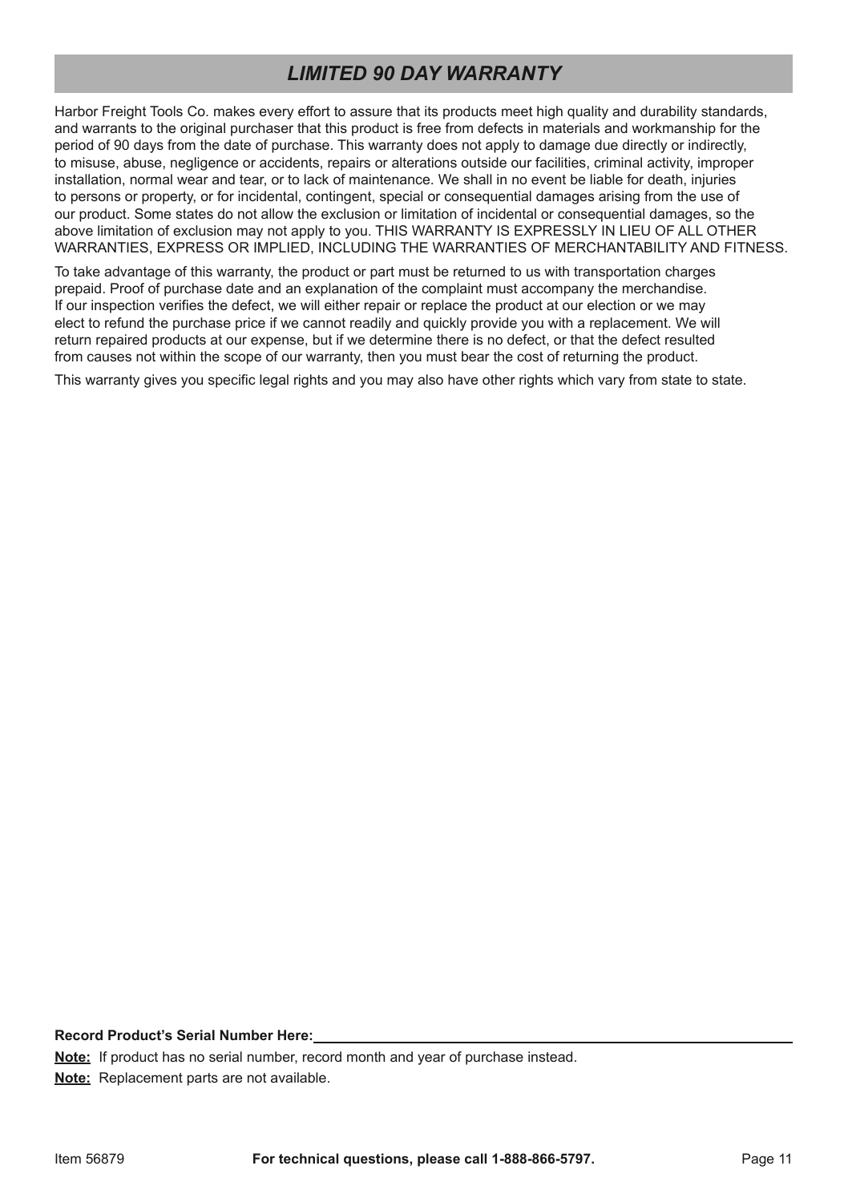# *LIMITED 90 DAY WARRANTY*

Harbor Freight Tools Co. makes every effort to assure that its products meet high quality and durability standards, and warrants to the original purchaser that this product is free from defects in materials and workmanship for the period of 90 days from the date of purchase. This warranty does not apply to damage due directly or indirectly, to misuse, abuse, negligence or accidents, repairs or alterations outside our facilities, criminal activity, improper installation, normal wear and tear, or to lack of maintenance. We shall in no event be liable for death, injuries to persons or property, or for incidental, contingent, special or consequential damages arising from the use of our product. Some states do not allow the exclusion or limitation of incidental or consequential damages, so the above limitation of exclusion may not apply to you. THIS WARRANTY IS EXPRESSLY IN LIEU OF ALL OTHER WARRANTIES, EXPRESS OR IMPLIED, INCLUDING THE WARRANTIES OF MERCHANTABILITY AND FITNESS.

To take advantage of this warranty, the product or part must be returned to us with transportation charges prepaid. Proof of purchase date and an explanation of the complaint must accompany the merchandise. If our inspection verifies the defect, we will either repair or replace the product at our election or we may elect to refund the purchase price if we cannot readily and quickly provide you with a replacement. We will return repaired products at our expense, but if we determine there is no defect, or that the defect resulted from causes not within the scope of our warranty, then you must bear the cost of returning the product.

This warranty gives you specific legal rights and you may also have other rights which vary from state to state.

**Record Product's Serial Number Here:** ______________________________

**Note:** If product has no serial number, record month and year of purchase instead.

**Note:** Replacement parts are not available.

Item 56879 **For technical questions, please call 1-888-866-5797.**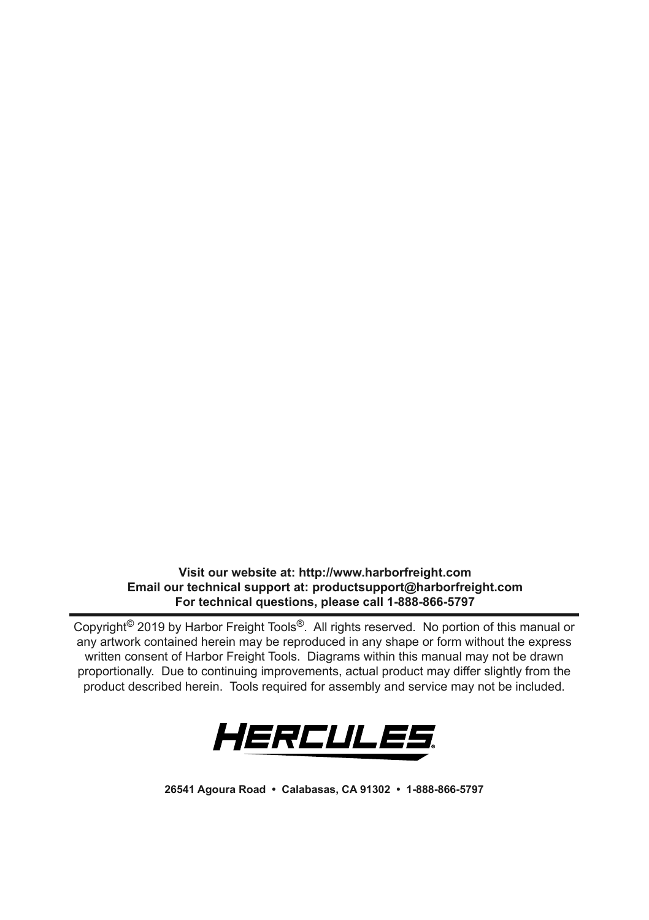**Visit our website at: http://www.harborfreight.com**
**Email our technical support at: productsupport@harborfreight.com**
**For technical questions, please call 1-888-866-5797**

---

Copyright© 2019 by Harbor Freight Tools®. All rights reserved. No portion of this manual or any artwork contained herein may be reproduced in any shape or form without the express written consent of Harbor Freight Tools. Diagrams within this manual may not be drawn proportionally. Due to continuing improvements, actual product may differ slightly from the product described herein. Tools required for assembly and service may not be included.

HERCULES®

**26541 Agoura Road • Calabasas, CA 91302 • 1-888-866-5797**